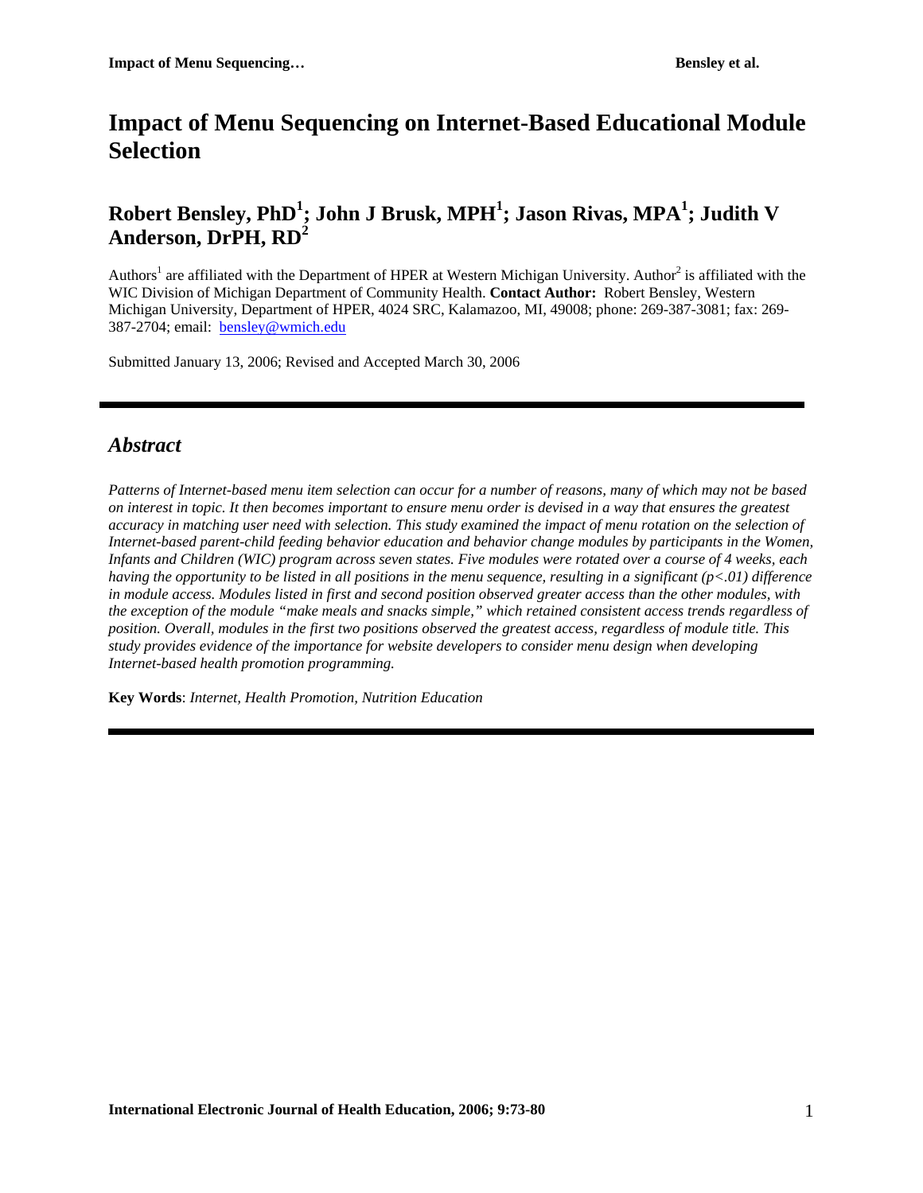# Impact of Menu Sequencing on Internet-Based Educational Module Selection

## Robert Bensley, PhD[1]; John J Brusk, MPH[1]; Jason Rivas, MPA[1]; Judith V Anderson, DrPH, RD[2]

Authors[1] are affiliated with the Department of HPER at Western Michigan University. Author[2] is affiliated with the WIC Division of Michigan Department of Community Health. **Contact Author:** Robert Bensley, Western Michigan University, Department of HPER, 4024 SRC, Kalamazoo, MI, 49008; phone: 269-387-3081; fax: 269-387-2704; email: bensley@wmich.edu

Submitted January 13, 2006; Revised and Accepted March 30, 2006

## *Abstract*

*Patterns of Internet-based menu item selection can occur for a number of reasons, many of which may not be based on interest in topic. It then becomes important to ensure menu order is devised in a way that ensures the greatest accuracy in matching user need with selection. This study examined the impact of menu rotation on the selection of Internet-based parent-child feeding behavior education and behavior change modules by participants in the Women, Infants and Children (WIC) program across seven states. Five modules were rotated over a course of 4 weeks, each having the opportunity to be listed in all positions in the menu sequence, resulting in a significant ($p<.01$) difference in module access. Modules listed in first and second position observed greater access than the other modules, with the exception of the module "make meals and snacks simple," which retained consistent access trends regardless of position. Overall, modules in the first two positions observed the greatest access, regardless of module title. This study provides evidence of the importance for website developers to consider menu design when developing Internet-based health promotion programming.*

**Key Words**: *Internet, Health Promotion, Nutrition Education*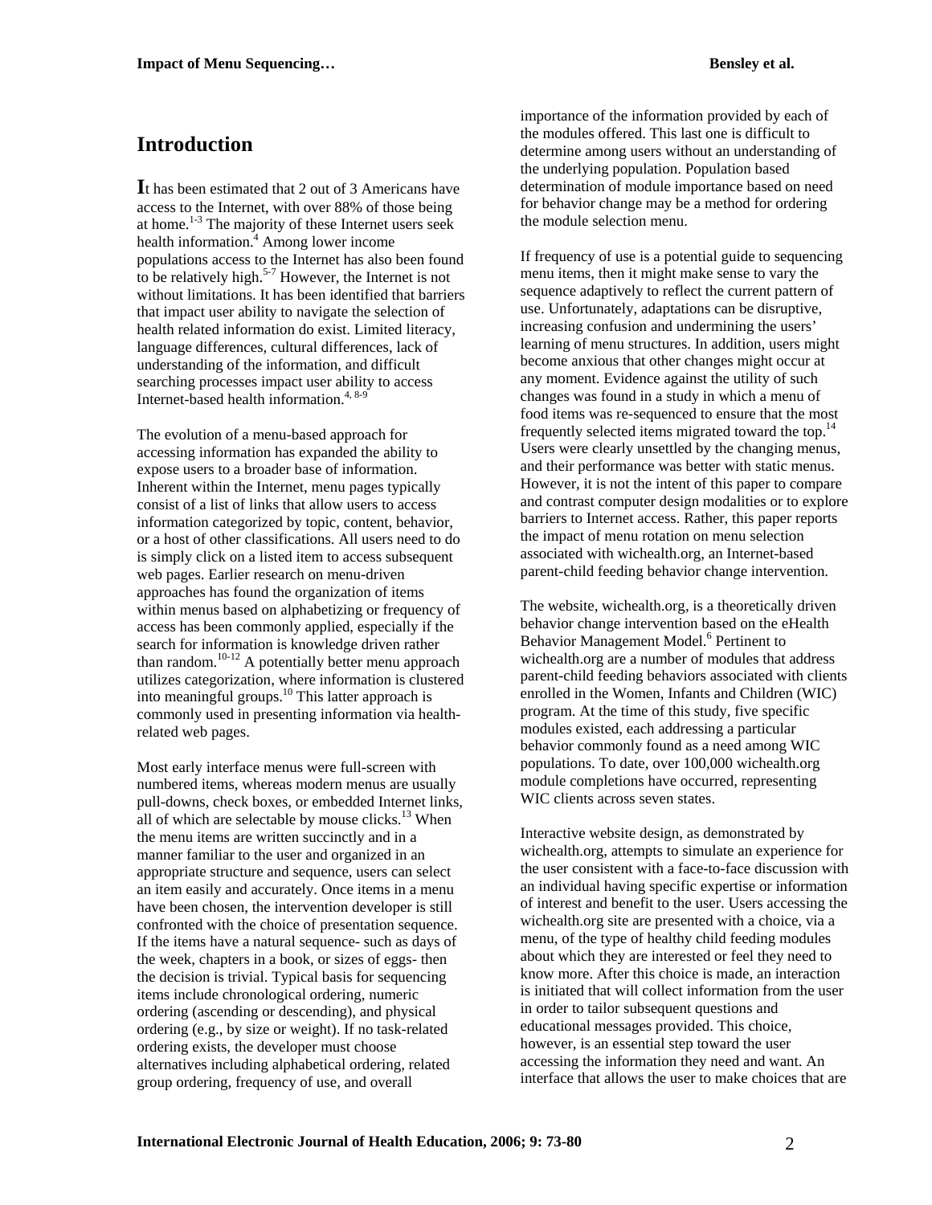## Introduction

It has been estimated that 2 out of 3 Americans have access to the Internet, with over 88% of those being at home.[1-3] The majority of these Internet users seek health information.[4] Among lower income populations access to the Internet has also been found to be relatively high.[5-7] However, the Internet is not without limitations. It has been identified that barriers that impact user ability to navigate the selection of health related information do exist. Limited literacy, language differences, cultural differences, lack of understanding of the information, and difficult searching processes impact user ability to access Internet-based health information.[4, 8-9]

The evolution of a menu-based approach for accessing information has expanded the ability to expose users to a broader base of information. Inherent within the Internet, menu pages typically consist of a list of links that allow users to access information categorized by topic, content, behavior, or a host of other classifications. All users need to do is simply click on a listed item to access subsequent web pages. Earlier research on menu-driven approaches has found the organization of items within menus based on alphabetizing or frequency of access has been commonly applied, especially if the search for information is knowledge driven rather than random.[10-12] A potentially better menu approach utilizes categorization, where information is clustered into meaningful groups.[10] This latter approach is commonly used in presenting information via health-related web pages.

Most early interface menus were full-screen with numbered items, whereas modern menus are usually pull-downs, check boxes, or embedded Internet links, all of which are selectable by mouse clicks.[13] When the menu items are written succinctly and in a manner familiar to the user and organized in an appropriate structure and sequence, users can select an item easily and accurately. Once items in a menu have been chosen, the intervention developer is still confronted with the choice of presentation sequence. If the items have a natural sequence- such as days of the week, chapters in a book, or sizes of eggs- then the decision is trivial. Typical basis for sequencing items include chronological ordering, numeric ordering (ascending or descending), and physical ordering (e.g., by size or weight). If no task-related ordering exists, the developer must choose alternatives including alphabetical ordering, related group ordering, frequency of use, and overall importance of the information provided by each of the modules offered. This last one is difficult to determine among users without an understanding of the underlying population. Population based determination of module importance based on need for behavior change may be a method for ordering the module selection menu.

If frequency of use is a potential guide to sequencing menu items, then it might make sense to vary the sequence adaptively to reflect the current pattern of use. Unfortunately, adaptations can be disruptive, increasing confusion and undermining the users' learning of menu structures. In addition, users might become anxious that other changes might occur at any moment. Evidence against the utility of such changes was found in a study in which a menu of food items was re-sequenced to ensure that the most frequently selected items migrated toward the top.[14] Users were clearly unsettled by the changing menus, and their performance was better with static menus. However, it is not the intent of this paper to compare and contrast computer design modalities or to explore barriers to Internet access. Rather, this paper reports the impact of menu rotation on menu selection associated with wichealth.org, an Internet-based parent-child feeding behavior change intervention.

The website, wichealth.org, is a theoretically driven behavior change intervention based on the eHealth Behavior Management Model.[6] Pertinent to wichealth.org are a number of modules that address parent-child feeding behaviors associated with clients enrolled in the Women, Infants and Children (WIC) program. At the time of this study, five specific modules existed, each addressing a particular behavior commonly found as a need among WIC populations. To date, over 100,000 wichealth.org module completions have occurred, representing WIC clients across seven states.

Interactive website design, as demonstrated by wichealth.org, attempts to simulate an experience for the user consistent with a face-to-face discussion with an individual having specific expertise or information of interest and benefit to the user. Users accessing the wichealth.org site are presented with a choice, via a menu, of the type of healthy child feeding modules about which they are interested or feel they need to know more. After this choice is made, an interaction is initiated that will collect information from the user in order to tailor subsequent questions and educational messages provided. This choice, however, is an essential step toward the user accessing the information they need and want. An interface that allows the user to make choices that are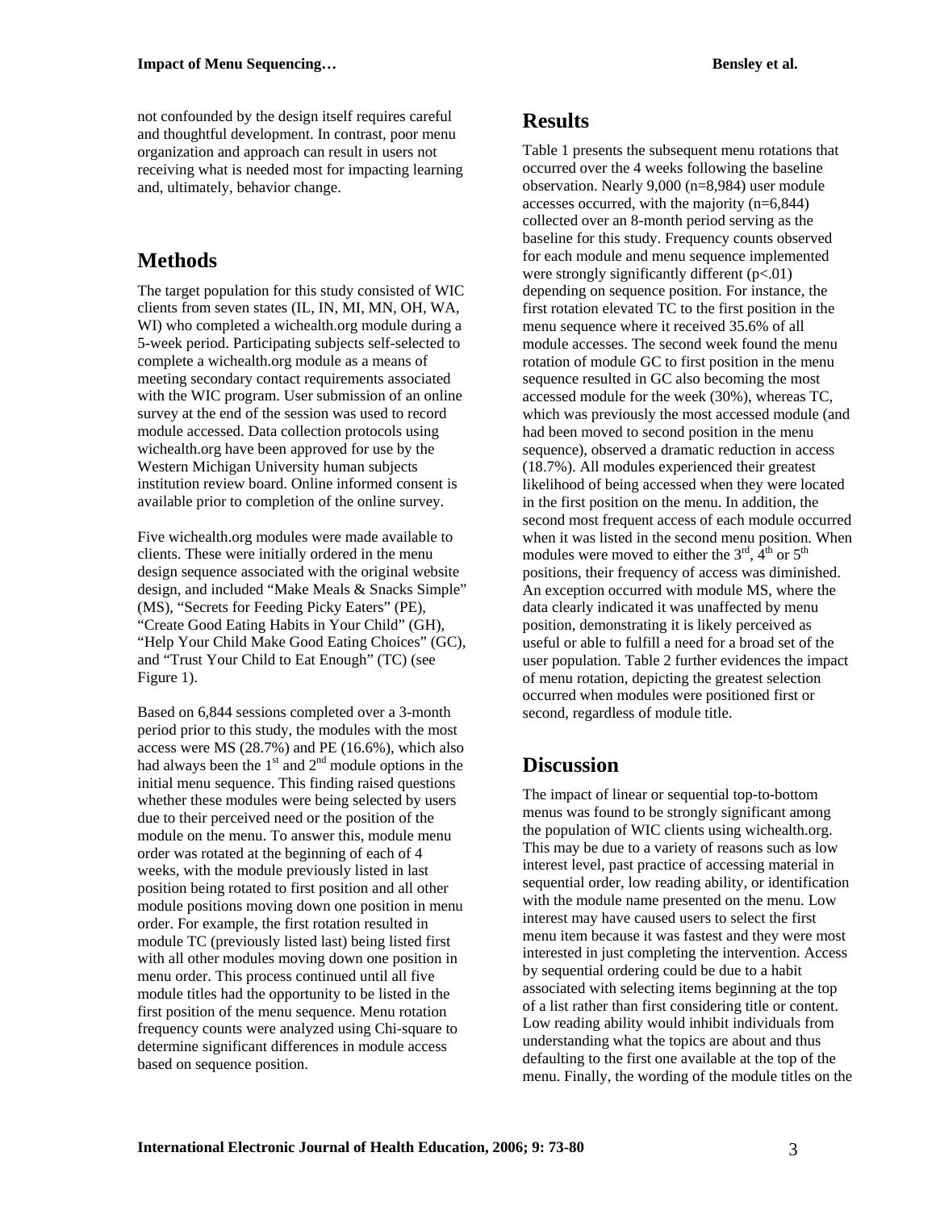not confounded by the design itself requires careful and thoughtful development. In contrast, poor menu organization and approach can result in users not receiving what is needed most for impacting learning and, ultimately, behavior change.

## Methods

The target population for this study consisted of WIC clients from seven states (IL, IN, MI, MN, OH, WA, WI) who completed a wichealth.org module during a 5-week period. Participating subjects self-selected to complete a wichealth.org module as a means of meeting secondary contact requirements associated with the WIC program. User submission of an online survey at the end of the session was used to record module accessed. Data collection protocols using wichealth.org have been approved for use by the Western Michigan University human subjects institution review board. Online informed consent is available prior to completion of the online survey.

Five wichealth.org modules were made available to clients. These were initially ordered in the menu design sequence associated with the original website design, and included "Make Meals & Snacks Simple" (MS), "Secrets for Feeding Picky Eaters" (PE), "Create Good Eating Habits in Your Child" (GH), "Help Your Child Make Good Eating Choices" (GC), and "Trust Your Child to Eat Enough" (TC) (see Figure 1).

Based on 6,844 sessions completed over a 3-month period prior to this study, the modules with the most access were MS (28.7%) and PE (16.6%), which also had always been the 1st and 2nd module options in the initial menu sequence. This finding raised questions whether these modules were being selected by users due to their perceived need or the position of the module on the menu. To answer this, module menu order was rotated at the beginning of each of 4 weeks, with the module previously listed in last position being rotated to first position and all other module positions moving down one position in menu order. For example, the first rotation resulted in module TC (previously listed last) being listed first with all other modules moving down one position in menu order. This process continued until all five module titles had the opportunity to be listed in the first position of the menu sequence. Menu rotation frequency counts were analyzed using Chi-square to determine significant differences in module access based on sequence position.

## Results

Table 1 presents the subsequent menu rotations that occurred over the 4 weeks following the baseline observation. Nearly 9,000 (n=8,984) user module accesses occurred, with the majority (n=6,844) collected over an 8-month period serving as the baseline for this study. Frequency counts observed for each module and menu sequence implemented were strongly significantly different ($p<.01$) depending on sequence position. For instance, the first rotation elevated TC to the first position in the menu sequence where it received 35.6% of all module accesses. The second week found the menu rotation of module GC to first position in the menu sequence resulted in GC also becoming the most accessed module for the week (30%), whereas TC, which was previously the most accessed module (and had been moved to second position in the menu sequence), observed a dramatic reduction in access (18.7%). All modules experienced their greatest likelihood of being accessed when they were located in the first position on the menu. In addition, the second most frequent access of each module occurred when it was listed in the second menu position. When modules were moved to either the 3rd, 4th or 5th positions, their frequency of access was diminished. An exception occurred with module MS, where the data clearly indicated it was unaffected by menu position, demonstrating it is likely perceived as useful or able to fulfill a need for a broad set of the user population. Table 2 further evidences the impact of menu rotation, depicting the greatest selection occurred when modules were positioned first or second, regardless of module title.

## Discussion

The impact of linear or sequential top-to-bottom menus was found to be strongly significant among the population of WIC clients using wichealth.org. This may be due to a variety of reasons such as low interest level, past practice of accessing material in sequential order, low reading ability, or identification with the module name presented on the menu. Low interest may have caused users to select the first menu item because it was fastest and they were most interested in just completing the intervention. Access by sequential ordering could be due to a habit associated with selecting items beginning at the top of a list rather than first considering title or content. Low reading ability would inhibit individuals from understanding what the topics are about and thus defaulting to the first one available at the top of the menu. Finally, the wording of the module titles on the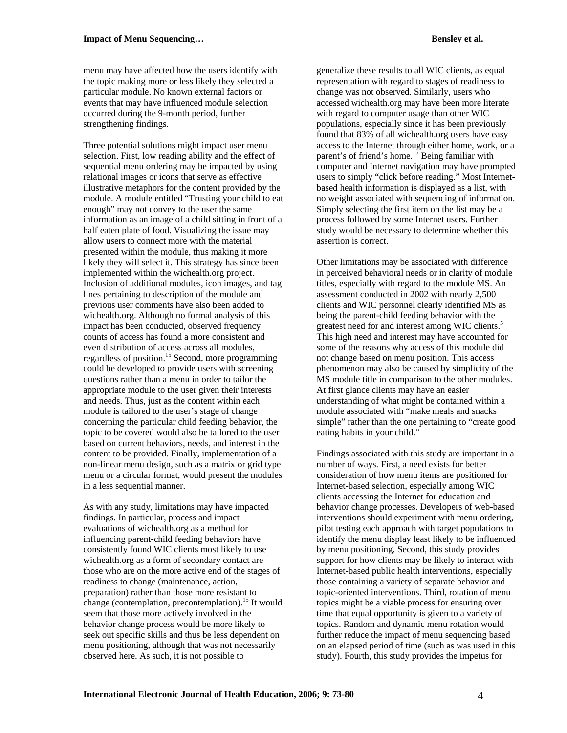menu may have affected how the users identify with the topic making more or less likely they selected a particular module. No known external factors or events that may have influenced module selection occurred during the 9-month period, further strengthening findings.

Three potential solutions might impact user menu selection. First, low reading ability and the effect of sequential menu ordering may be impacted by using relational images or icons that serve as effective illustrative metaphors for the content provided by the module. A module entitled "Trusting your child to eat enough" may not convey to the user the same information as an image of a child sitting in front of a half eaten plate of food. Visualizing the issue may allow users to connect more with the material presented within the module, thus making it more likely they will select it. This strategy has since been implemented within the wichealth.org project. Inclusion of additional modules, icon images, and tag lines pertaining to description of the module and previous user comments have also been added to wichealth.org. Although no formal analysis of this impact has been conducted, observed frequency counts of access has found a more consistent and even distribution of access across all modules, regardless of position.[15] Second, more programming could be developed to provide users with screening questions rather than a menu in order to tailor the appropriate module to the user given their interests and needs. Thus, just as the content within each module is tailored to the user's stage of change concerning the particular child feeding behavior, the topic to be covered would also be tailored to the user based on current behaviors, needs, and interest in the content to be provided. Finally, implementation of a non-linear menu design, such as a matrix or grid type menu or a circular format, would present the modules in a less sequential manner.

As with any study, limitations may have impacted findings. In particular, process and impact evaluations of wichealth.org as a method for influencing parent-child feeding behaviors have consistently found WIC clients most likely to use wichealth.org as a form of secondary contact are those who are on the more active end of the stages of readiness to change (maintenance, action, preparation) rather than those more resistant to change (contemplation, precontemplation).[15] It would seem that those more actively involved in the behavior change process would be more likely to seek out specific skills and thus be less dependent on menu positioning, although that was not necessarily observed here. As such, it is not possible to generalize these results to all WIC clients, as equal representation with regard to stages of readiness to change was not observed. Similarly, users who accessed wichealth.org may have been more literate with regard to computer usage than other WIC populations, especially since it has been previously found that 83% of all wichealth.org users have easy access to the Internet through either home, work, or a parent's of friend's home.[15] Being familiar with computer and Internet navigation may have prompted users to simply "click before reading." Most Internet-based health information is displayed as a list, with no weight associated with sequencing of information. Simply selecting the first item on the list may be a process followed by some Internet users. Further study would be necessary to determine whether this assertion is correct.

Other limitations may be associated with difference in perceived behavioral needs or in clarity of module titles, especially with regard to the module MS. An assessment conducted in 2002 with nearly 2,500 clients and WIC personnel clearly identified MS as being the parent-child feeding behavior with the greatest need for and interest among WIC clients.[5] This high need and interest may have accounted for some of the reasons why access of this module did not change based on menu position. This access phenomenon may also be caused by simplicity of the MS module title in comparison to the other modules. At first glance clients may have an easier understanding of what might be contained within a module associated with "make meals and snacks simple" rather than the one pertaining to "create good eating habits in your child."

Findings associated with this study are important in a number of ways. First, a need exists for better consideration of how menu items are positioned for Internet-based selection, especially among WIC clients accessing the Internet for education and behavior change processes. Developers of web-based interventions should experiment with menu ordering, pilot testing each approach with target populations to identify the menu display least likely to be influenced by menu positioning. Second, this study provides support for how clients may be likely to interact with Internet-based public health interventions, especially those containing a variety of separate behavior and topic-oriented interventions. Third, rotation of menu topics might be a viable process for ensuring over time that equal opportunity is given to a variety of topics. Random and dynamic menu rotation would further reduce the impact of menu sequencing based on an elapsed period of time (such as was used in this study). Fourth, this study provides the impetus for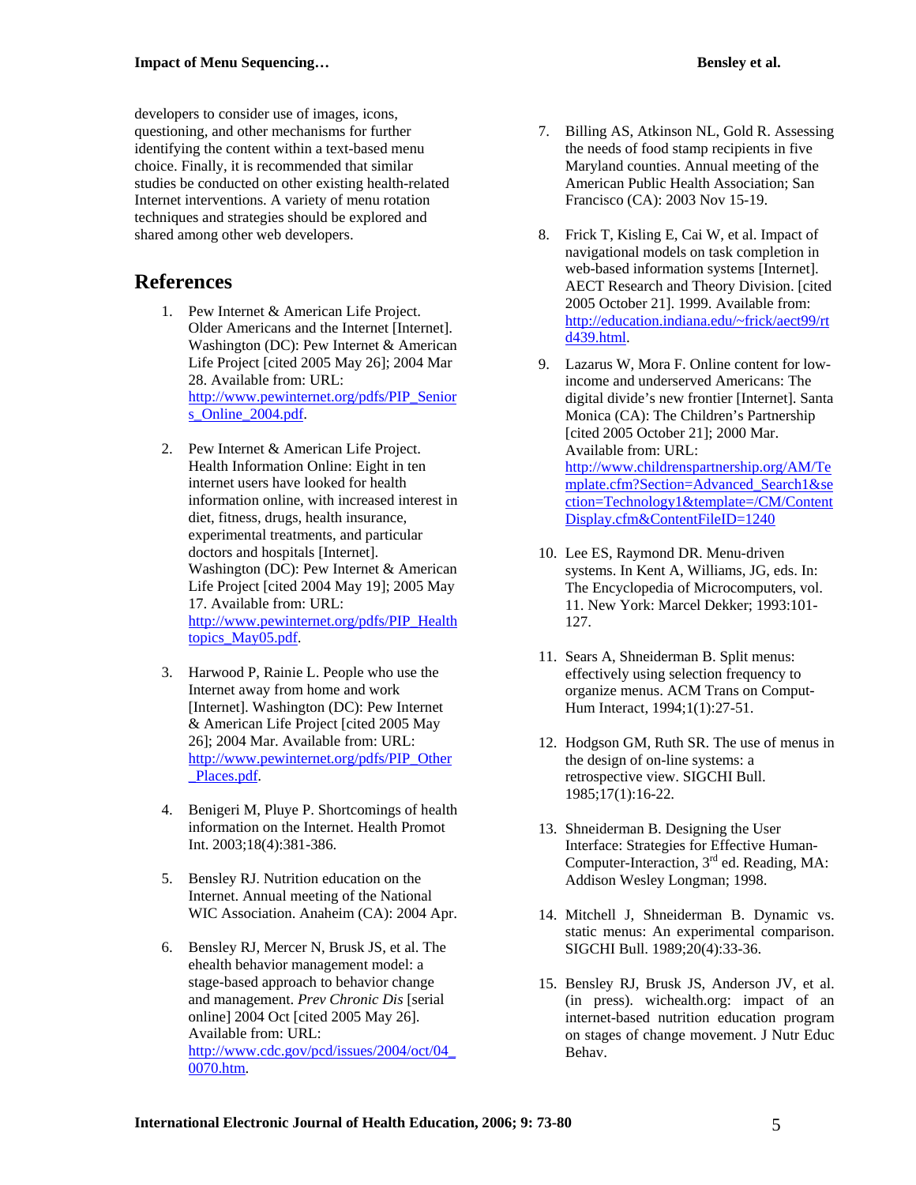developers to consider use of images, icons, questioning, and other mechanisms for further identifying the content within a text-based menu choice. Finally, it is recommended that similar studies be conducted on other existing health-related Internet interventions. A variety of menu rotation techniques and strategies should be explored and shared among other web developers.

## References

1. Pew Internet & American Life Project. Older Americans and the Internet [Internet]. Washington (DC): Pew Internet & American Life Project [cited 2005 May 26]; 2004 Mar 28. Available from: URL: http://www.pewinternet.org/pdfs/PIP_Seniors_Online_2004.pdf.

2. Pew Internet & American Life Project. Health Information Online: Eight in ten internet users have looked for health information online, with increased interest in diet, fitness, drugs, health insurance, experimental treatments, and particular doctors and hospitals [Internet]. Washington (DC): Pew Internet & American Life Project [cited 2004 May 19]; 2005 May 17. Available from: URL: http://www.pewinternet.org/pdfs/PIP_Healthtopics_May05.pdf.

3. Harwood P, Rainie L. People who use the Internet away from home and work [Internet]. Washington (DC): Pew Internet & American Life Project [cited 2005 May 26]; 2004 Mar. Available from: URL: http://www.pewinternet.org/pdfs/PIP_Other_Places.pdf.

4. Benigeri M, Pluye P. Shortcomings of health information on the Internet. Health Promot Int. 2003;18(4):381-386.

5. Bensley RJ. Nutrition education on the Internet. Annual meeting of the National WIC Association. Anaheim (CA): 2004 Apr.

6. Bensley RJ, Mercer N, Brusk JS, et al. The ehealth behavior management model: a stage-based approach to behavior change and management. *Prev Chronic Dis* [serial online] 2004 Oct [cited 2005 May 26]. Available from: URL: http://www.cdc.gov/pcd/issues/2004/oct/04_0070.htm.

7. Billing AS, Atkinson NL, Gold R. Assessing the needs of food stamp recipients in five Maryland counties. Annual meeting of the American Public Health Association; San Francisco (CA): 2003 Nov 15-19.

8. Frick T, Kisling E, Cai W, et al. Impact of navigational models on task completion in web-based information systems [Internet]. AECT Research and Theory Division. [cited 2005 October 21]. 1999. Available from: http://education.indiana.edu/~frick/aect99/rtd439.html.

9. Lazarus W, Mora F. Online content for low-income and underserved Americans: The digital divide's new frontier [Internet]. Santa Monica (CA): The Children's Partnership [cited 2005 October 21]; 2000 Mar. Available from: URL: http://www.childrenspartnership.org/AM/Template.cfm?Section=Advanced_Search1&section=Technology1&template=/CM/ContentDisplay.cfm&ContentFileID=1240

10. Lee ES, Raymond DR. Menu-driven systems. In Kent A, Williams, JG, eds. In: The Encyclopedia of Microcomputers, vol. 11. New York: Marcel Dekker; 1993:101-127.

11. Sears A, Shneiderman B. Split menus: effectively using selection frequency to organize menus. ACM Trans on Comput-Hum Interact, 1994;1(1):27-51.

12. Hodgson GM, Ruth SR. The use of menus in the design of on-line systems: a retrospective view. SIGCHI Bull. 1985;17(1):16-22.

13. Shneiderman B. Designing the User Interface: Strategies for Effective Human-Computer-Interaction, 3rd ed. Reading, MA: Addison Wesley Longman; 1998.

14. Mitchell J, Shneiderman B. Dynamic vs. static menus: An experimental comparison. SIGCHI Bull. 1989;20(4):33-36.

15. Bensley RJ, Brusk JS, Anderson JV, et al. (in press). wichealth.org: impact of an internet-based nutrition education program on stages of change movement. J Nutr Educ Behav.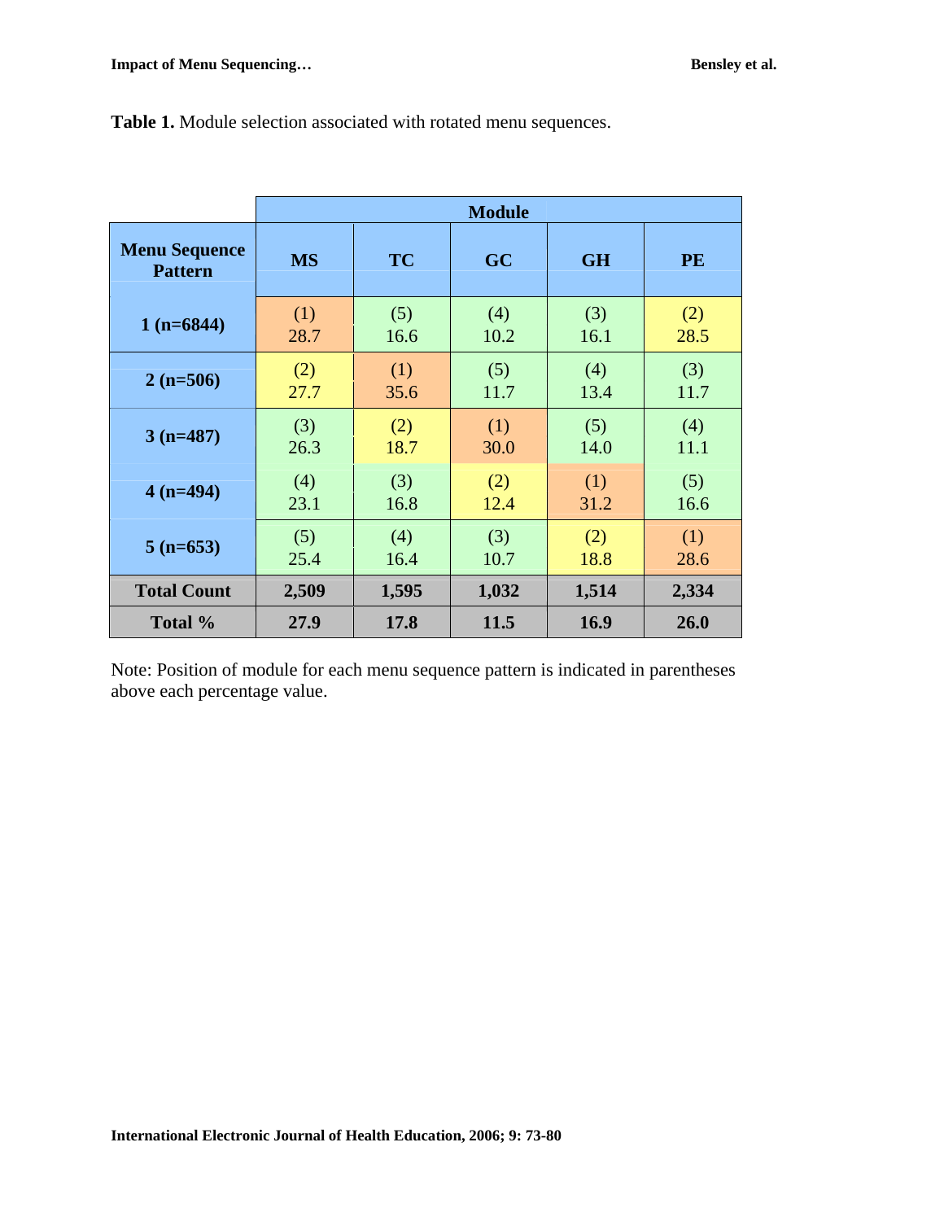**Table 1.** Module selection associated with rotated menu sequences.

| | Module | | | | |
|---|---|---|---|---|---|
| **Menu Sequence Pattern** | **MS** | **TC** | **GC** | **GH** | **PE** |
| **1 (n=6844)** | (1) 28.7 | (5) 16.6 | (4) 10.2 | (3) 16.1 | (2) 28.5 |
| **2 (n=506)** | (2) 27.7 | (1) 35.6 | (5) 11.7 | (4) 13.4 | (3) 11.7 |
| **3 (n=487)** | (3) 26.3 | (2) 18.7 | (1) 30.0 | (5) 14.0 | (4) 11.1 |
| **4 (n=494)** | (4) 23.1 | (3) 16.8 | (2) 12.4 | (1) 31.2 | (5) 16.6 |
| **5 (n=653)** | (5) 25.4 | (4) 16.4 | (3) 10.7 | (2) 18.8 | (1) 28.6 |
| **Total Count** | **2,509** | **1,595** | **1,032** | **1,514** | **2,334** |
| **Total %** | **27.9** | **17.8** | **11.5** | **16.9** | **26.0** |

Note: Position of module for each menu sequence pattern is indicated in parentheses above each percentage value.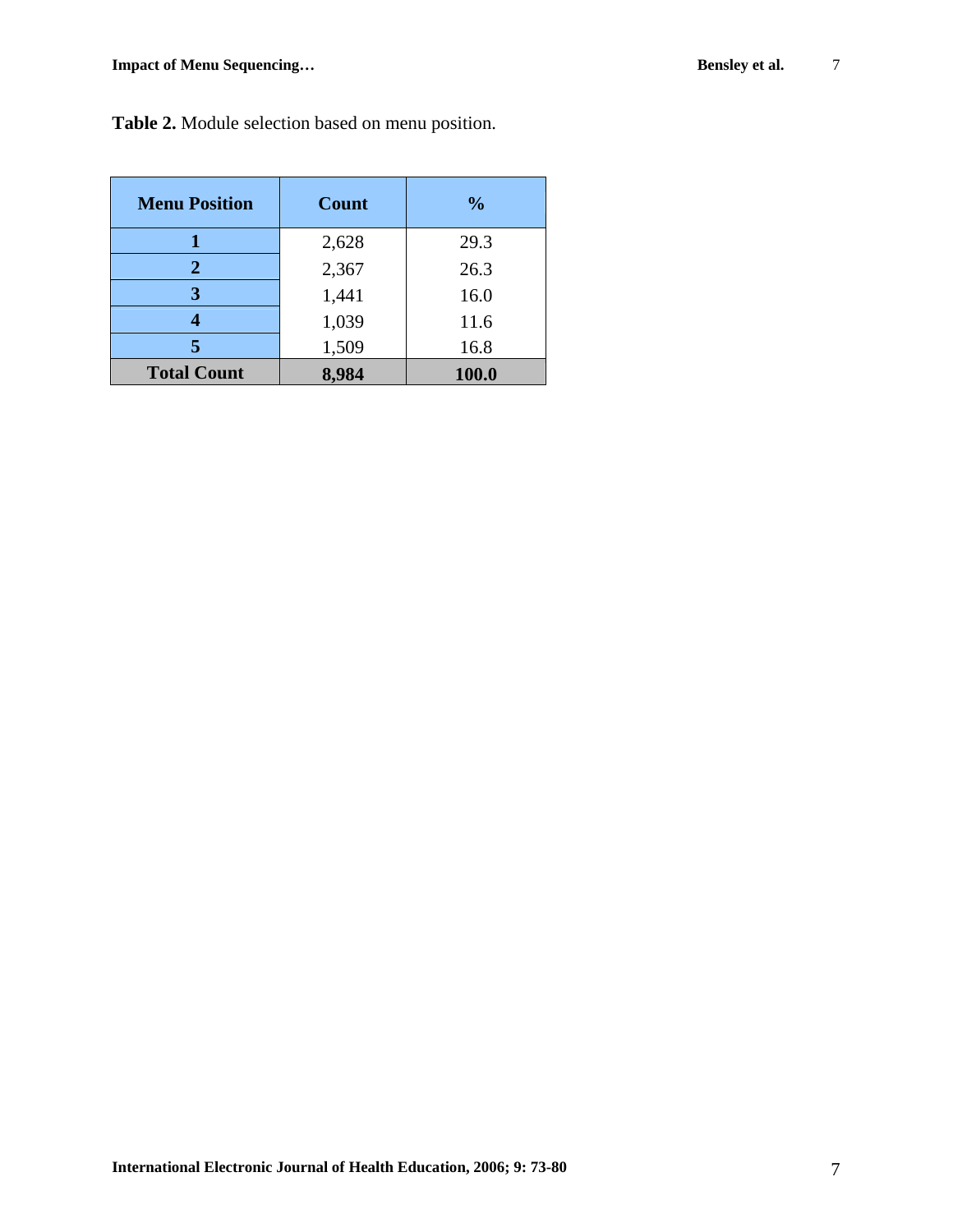**Table 2.** Module selection based on menu position.

| Menu Position | Count | % |
|---|---|---|
| **1** | 2,628 | 29.3 |
| **2** | 2,367 | 26.3 |
| **3** | 1,441 | 16.0 |
| **4** | 1,039 | 11.6 |
| **5** | 1,509 | 16.8 |
| **Total Count** | **8,984** | **100.0** |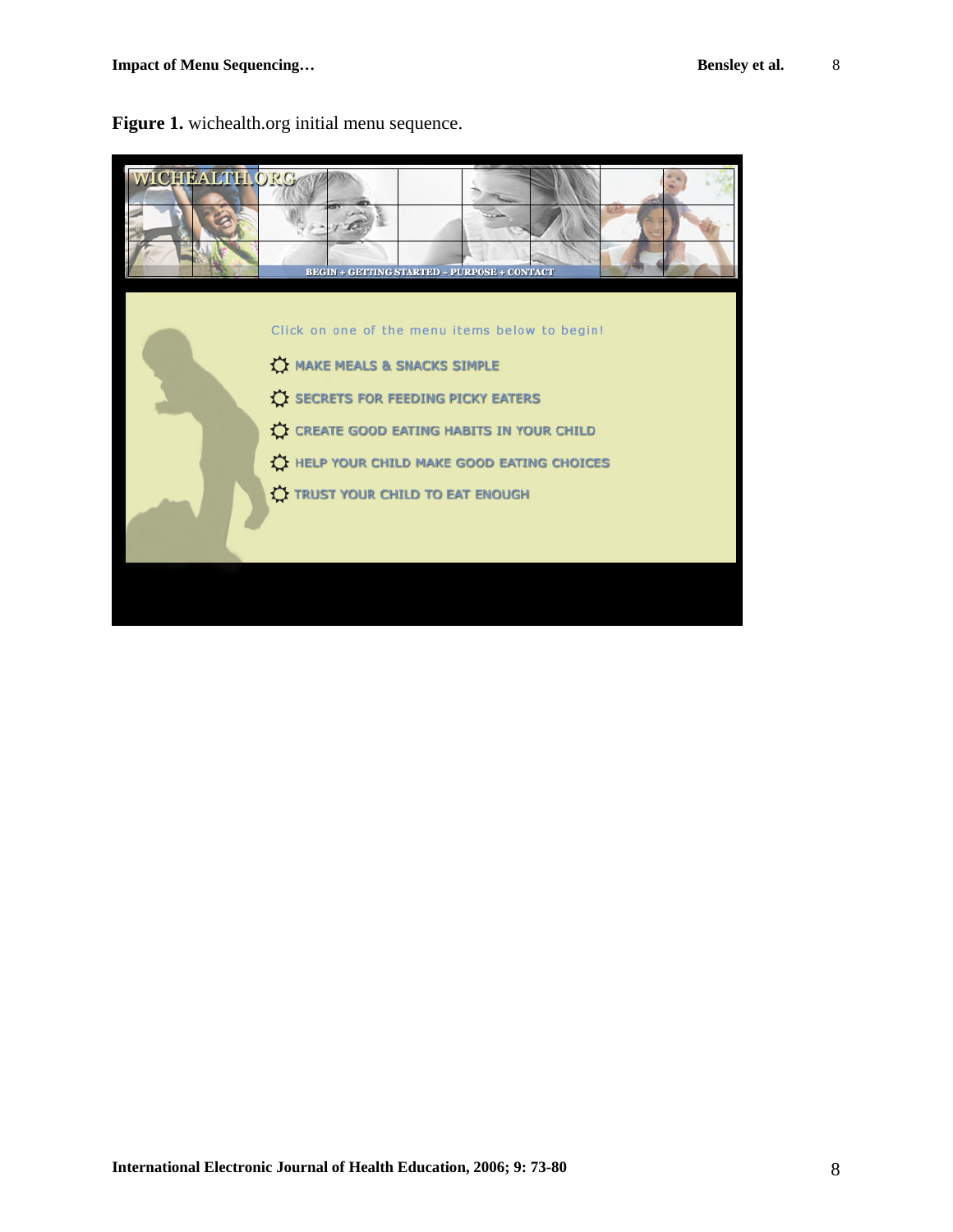**Figure 1.** wichealth.org initial menu sequence.

WICHEALTH.ORG

BEGIN + GETTING STARTED + PURPOSE + CONTACT

Click on one of the menu items below to begin!

- MAKE MEALS & SNACKS SIMPLE
- SECRETS FOR FEEDING PICKY EATERS
- CREATE GOOD EATING HABITS IN YOUR CHILD
- HELP YOUR CHILD MAKE GOOD EATING CHOICES
- TRUST YOUR CHILD TO EAT ENOUGH